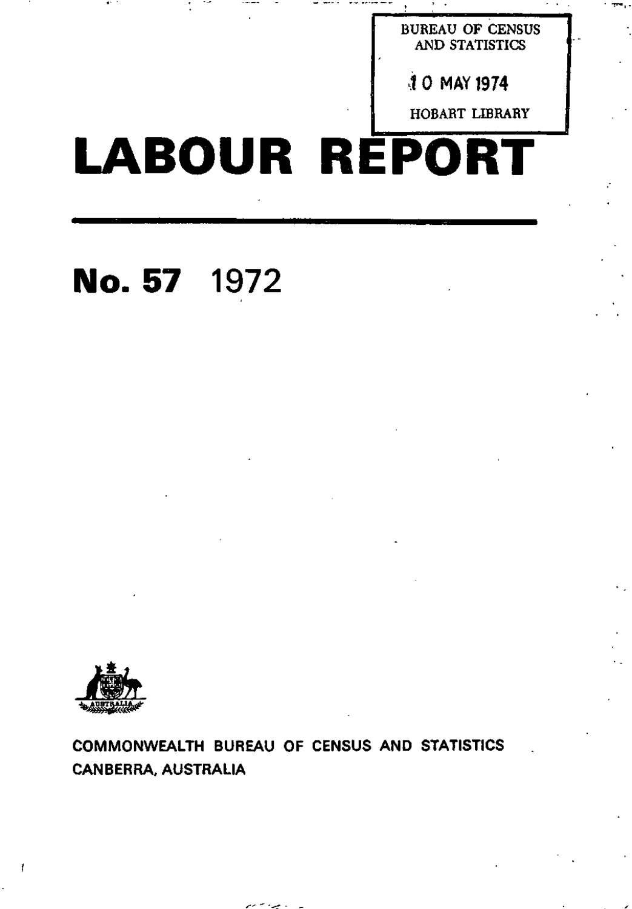BUREAU OF CENSUS AND STATISTICS

10 MAY 1974

HOBART LIBRARY

# LABOUR REPORT

## No. 57 1972

COMMONWEALTH BUREAU OF CENSUS AND STATISTICS
CANBERRA, AUSTRALIA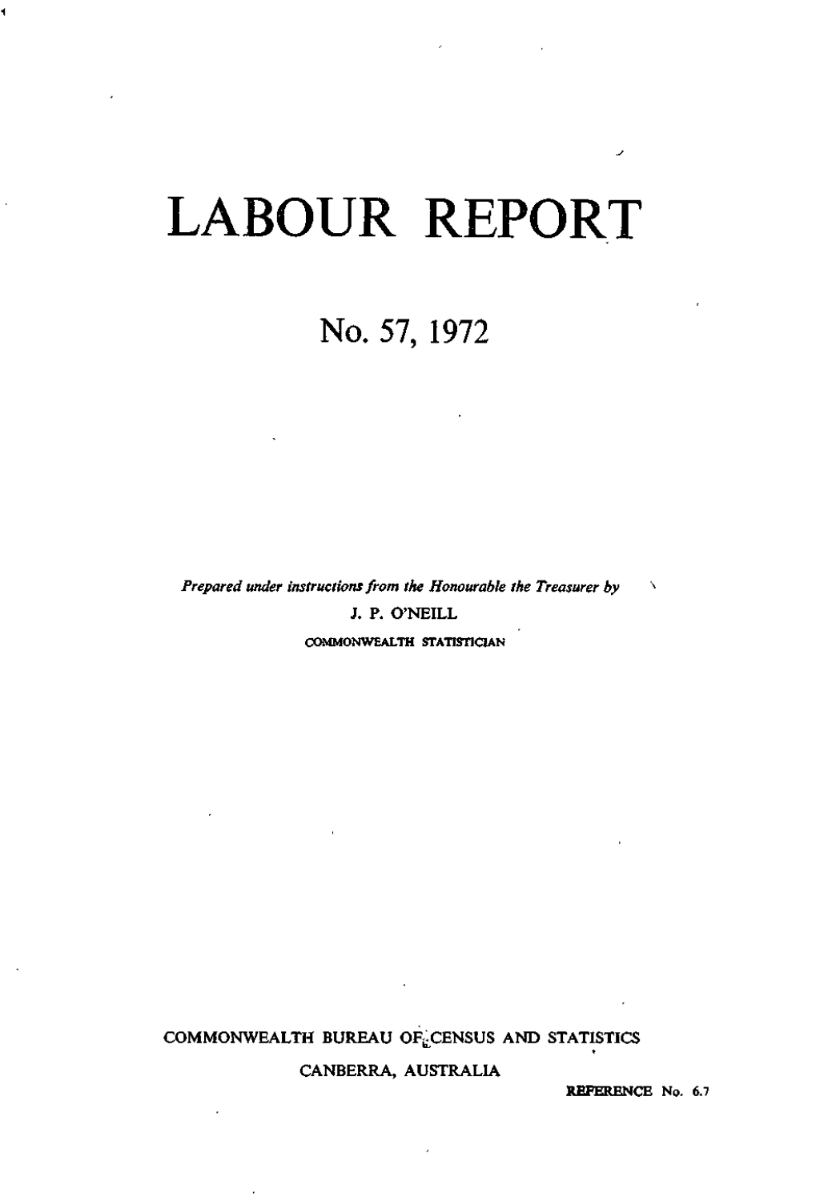# LABOUR REPORT

## No. 57, 1972

*Prepared under instructions from the Honourable the Treasurer by*

J. P. O'NEILL

COMMONWEALTH STATISTICIAN

COMMONWEALTH BUREAU OF CENSUS AND STATISTICS

CANBERRA, AUSTRALIA

REFERENCE No. 6.7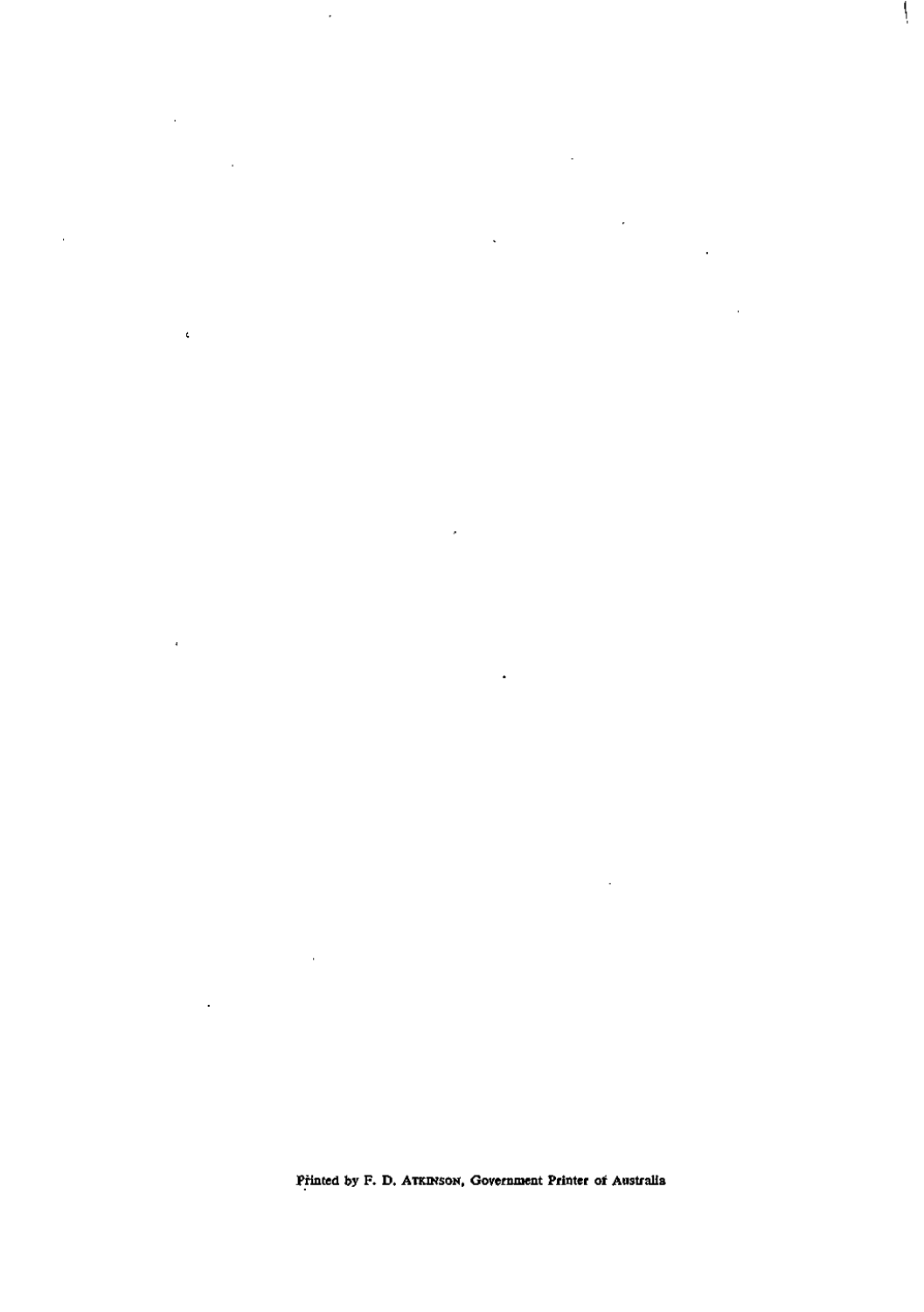Printed by F. D. ATKINSON, Government Printer of Australia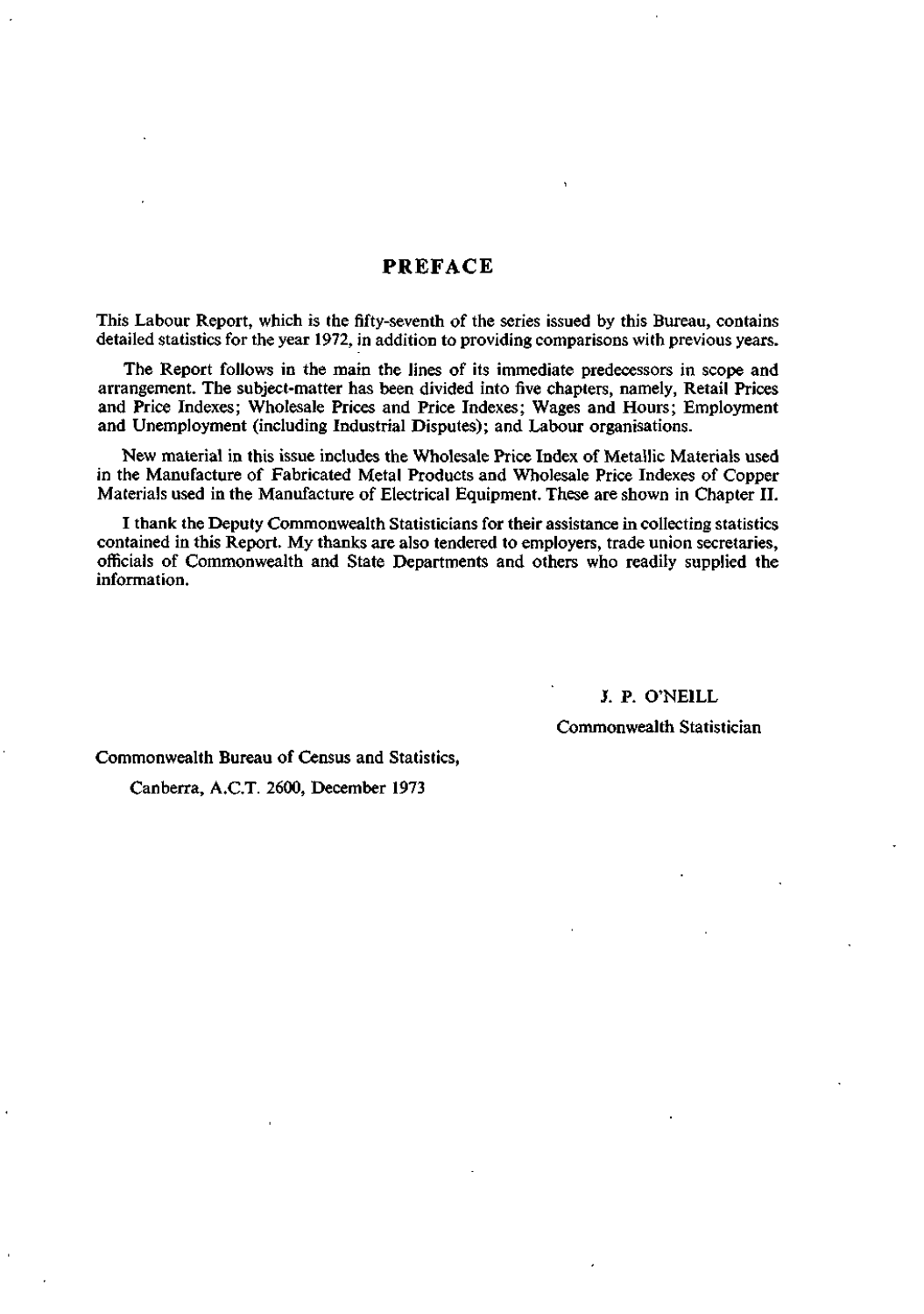# PREFACE

This Labour Report, which is the fifty-seventh of the series issued by this Bureau, contains detailed statistics for the year 1972, in addition to providing comparisons with previous years.

The Report follows in the main the lines of its immediate predecessors in scope and arrangement. The subject-matter has been divided into five chapters, namely, Retail Prices and Price Indexes; Wholesale Prices and Price Indexes; Wages and Hours; Employment and Unemployment (including Industrial Disputes); and Labour organisations.

New material in this issue includes the Wholesale Price Index of Metallic Materials used in the Manufacture of Fabricated Metal Products and Wholesale Price Indexes of Copper Materials used in the Manufacture of Electrical Equipment. These are shown in Chapter II.

I thank the Deputy Commonwealth Statisticians for their assistance in collecting statistics contained in this Report. My thanks are also tendered to employers, trade union secretaries, officials of Commonwealth and State Departments and others who readily supplied the information.

J. P. O'NEILL

Commonwealth Statistician

Commonwealth Bureau of Census and Statistics,

Canberra, A.C.T. 2600, December 1973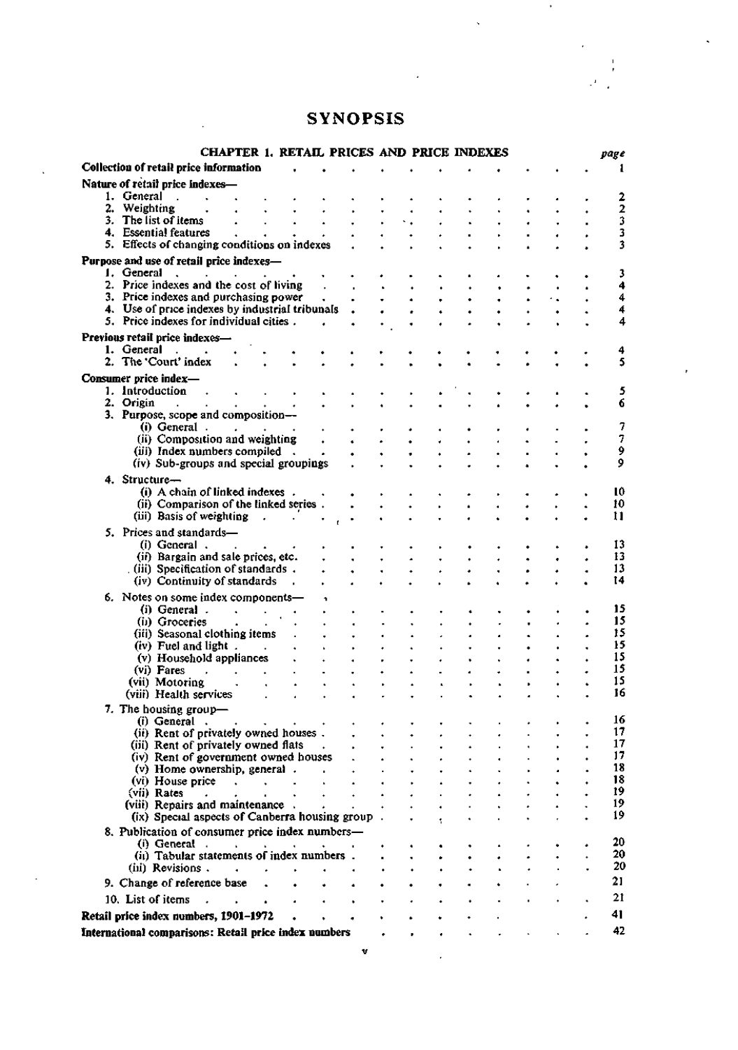# SYNOPSIS

## CHAPTER 1. RETAIL PRICES AND PRICE INDEXES

| | page |
|---|---|
| **Collection of retail price information** | 1 |
| **Nature of retail price indexes—** | |
| 1. General | 2 |
| 2. Weighting | 2 |
| 3. The list of items | 3 |
| 4. Essential features | 3 |
| 5. Effects of changing conditions on indexes | 3 |
| **Purpose and use of retail price indexes—** | |
| 1. General | 3 |
| 2. Price indexes and the cost of living | 4 |
| 3. Price indexes and purchasing power | 4 |
| 4. Use of price indexes by industrial tribunals | 4 |
| 5. Price indexes for individual cities | 4 |
| **Previous retail price indexes—** | |
| 1. General | 4 |
| 2. The 'Court' index | 5 |
| **Consumer price index—** | |
| 1. Introduction | 5 |
| 2. Origin | 6 |
| 3. Purpose, scope and composition— | |
| (i) General | 7 |
| (ii) Composition and weighting | 7 |
| (iii) Index numbers compiled | 9 |
| (iv) Sub-groups and special groupings | 9 |
| 4. Structure— | |
| (i) A chain of linked indexes | 10 |
| (ii) Comparison of the linked series | 10 |
| (iii) Basis of weighting | 11 |
| 5. Prices and standards— | |
| (i) General | 13 |
| (ii) Bargain and sale prices, etc. | 13 |
| (iii) Specification of standards | 13 |
| (iv) Continuity of standards | 14 |
| 6. Notes on some index components— | |
| (i) General | 15 |
| (ii) Groceries | 15 |
| (iii) Seasonal clothing items | 15 |
| (iv) Fuel and light | 15 |
| (v) Household appliances | 15 |
| (vi) Fares | 15 |
| (vii) Motoring | 15 |
| (viii) Health services | 16 |
| 7. The housing group— | |
| (i) General | 16 |
| (ii) Rent of privately owned houses | 17 |
| (iii) Rent of privately owned flats | 17 |
| (iv) Rent of government owned houses | 17 |
| (v) Home ownership, general | 18 |
| (vi) House price | 18 |
| (vii) Rates | 19 |
| (viii) Repairs and maintenance | 19 |
| (ix) Special aspects of Canberra housing group | 19 |
| 8. Publication of consumer price index numbers— | |
| (i) General | 20 |
| (ii) Tabular statements of index numbers | 20 |
| (iii) Revisions | 20 |
| 9. Change of reference base | 21 |
| 10. List of items | 21 |
| **Retail price index numbers, 1901–1972** | 41 |
| **International comparisons: Retail price index numbers** | 42 |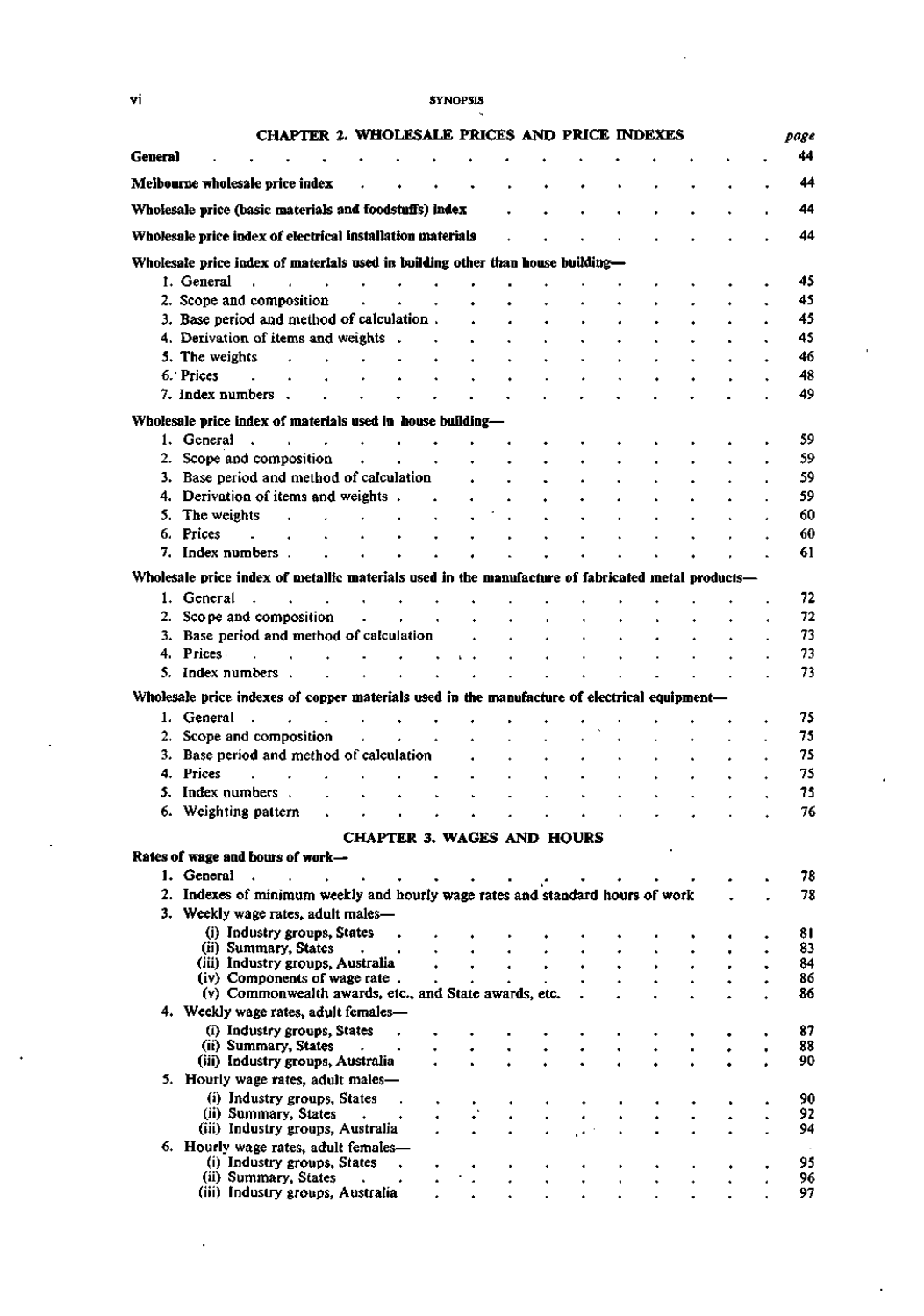## CHAPTER 2. WHOLESALE PRICES AND PRICE INDEXES

| | page |
|---|---|
| **General** | 44 |
| **Melbourne wholesale price index** | 44 |
| **Wholesale price (basic materials and foodstuffs) index** | 44 |
| **Wholesale price index of electrical installation materials** | 44 |
| **Wholesale price index of materials used in building other than house building—** | |
| 1. General | 45 |
| 2. Scope and composition | 45 |
| 3. Base period and method of calculation | 45 |
| 4. Derivation of items and weights | 45 |
| 5. The weights | 46 |
| 6. Prices | 48 |
| 7. Index numbers | 49 |
| **Wholesale price index of materials used in house building—** | |
| 1. General | 59 |
| 2. Scope and composition | 59 |
| 3. Base period and method of calculation | 59 |
| 4. Derivation of items and weights | 59 |
| 5. The weights | 60 |
| 6. Prices | 60 |
| 7. Index numbers | 61 |
| **Wholesale price index of metallic materials used in the manufacture of fabricated metal products—** | |
| 1. General | 72 |
| 2. Scope and composition | 72 |
| 3. Base period and method of calculation | 73 |
| 4. Prices | 73 |
| 5. Index numbers | 73 |
| **Wholesale price indexes of copper materials used in the manufacture of electrical equipment—** | |
| 1. General | 75 |
| 2. Scope and composition | 75 |
| 3. Base period and method of calculation | 75 |
| 4. Prices | 75 |
| 5. Index numbers | 75 |
| 6. Weighting pattern | 76 |

## CHAPTER 3. WAGES AND HOURS

| | page |
|---|---|
| **Rates of wage and hours of work—** | |
| 1. General | 78 |
| 2. Indexes of minimum weekly and hourly wage rates and standard hours of work | 78 |
| 3. Weekly wage rates, adult males— | |
| (i) Industry groups, States | 81 |
| (ii) Summary, States | 83 |
| (iii) Industry groups, Australia | 84 |
| (iv) Components of wage rate | 86 |
| (v) Commonwealth awards, etc., and State awards, etc. | 86 |
| 4. Weekly wage rates, adult females— | |
| (i) Industry groups, States | 87 |
| (ii) Summary, States | 88 |
| (iii) Industry groups, Australia | 90 |
| 5. Hourly wage rates, adult males— | |
| (i) Industry groups, States | 90 |
| (ii) Summary, States | 92 |
| (iii) Industry groups, Australia | 94 |
| 6. Hourly wage rates, adult females— | |
| (i) Industry groups, States | 95 |
| (ii) Summary, States | 96 |
| (iii) Industry groups, Australia | 97 |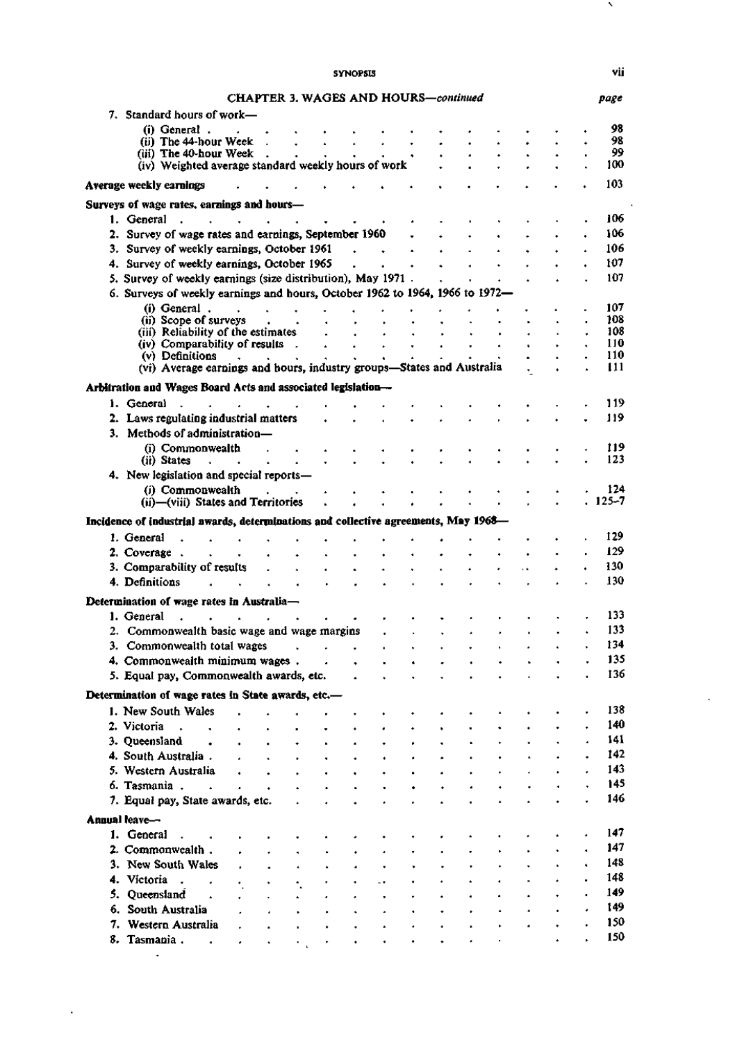## CHAPTER 3. WAGES AND HOURS—*continued*

| | *page* |
|---|---|
| 7. Standard hours of work— | |
| (i) General | 98 |
| (ii) The 44-hour Week | 98 |
| (iii) The 40-hour Week | 99 |
| (iv) Weighted average standard weekly hours of work | 100 |
| **Average weekly earnings** | 103 |
| **Surveys of wage rates, earnings and hours—** | |
| 1. General | 106 |
| 2. Survey of wage rates and earnings, September 1960 | 106 |
| 3. Survey of weekly earnings, October 1961 | 106 |
| 4. Survey of weekly earnings, October 1965 | 107 |
| 5. Survey of weekly earnings (size distribution), May 1971 | 107 |
| 6. Surveys of weekly earnings and hours, October 1962 to 1964, 1966 to 1972— | |
| (i) General | 107 |
| (ii) Scope of surveys | 108 |
| (iii) Reliability of the estimates | 108 |
| (iv) Comparability of results | 110 |
| (v) Definitions | 110 |
| (vi) Average earnings and hours, industry groups—States and Australia | 111 |
| **Arbitration and Wages Board Acts and associated legislation—** | |
| 1. General | 119 |
| 2. Laws regulating industrial matters | 119 |
| 3. Methods of administration— | |
| (i) Commonwealth | 119 |
| (ii) States | 123 |
| 4. New legislation and special reports— | |
| (i) Commonwealth | 124 |
| (ii)—(viii) States and Territories | 125–7 |
| **Incidence of industrial awards, determinations and collective agreements, May 1968—** | |
| 1. General | 129 |
| 2. Coverage | 129 |
| 3. Comparability of results | 130 |
| 4. Definitions | 130 |
| **Determination of wage rates in Australia—** | |
| 1. General | 133 |
| 2. Commonwealth basic wage and wage margins | 133 |
| 3. Commonwealth total wages | 134 |
| 4. Commonwealth minimum wages | 135 |
| 5. Equal pay, Commonwealth awards, etc. | 136 |
| **Determination of wage rates in State awards, etc.—** | |
| 1. New South Wales | 138 |
| 2. Victoria | 140 |
| 3. Queensland | 141 |
| 4. South Australia | 142 |
| 5. Western Australia | 143 |
| 6. Tasmania | 145 |
| 7. Equal pay, State awards, etc. | 146 |
| **Annual leave—** | |
| 1. General | 147 |
| 2. Commonwealth | 147 |
| 3. New South Wales | 148 |
| 4. Victoria | 148 |
| 5. Queensland | 149 |
| 6. South Australia | 149 |
| 7. Western Australia | 150 |
| 8. Tasmania | 150 |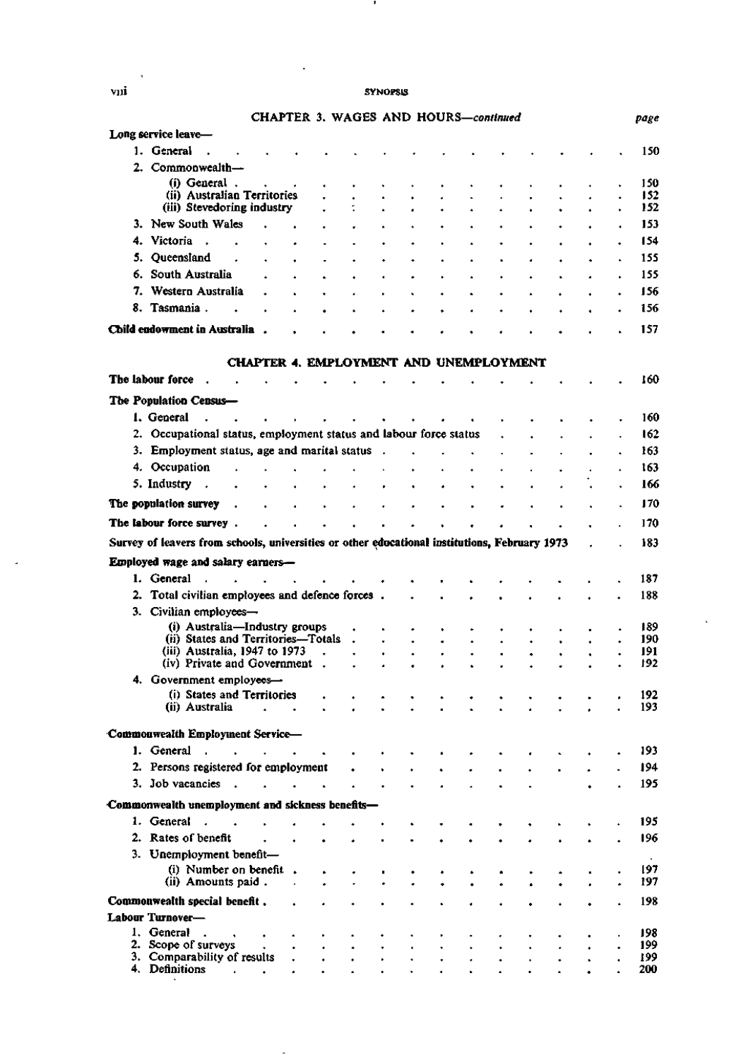## CHAPTER 3. WAGES AND HOURS—*continued*

| | page |
|---|---|
| **Long service leave—** | |
| 1. General | 150 |
| 2. Commonwealth— | |
| (i) General | 150 |
| (ii) Australian Territories | 152 |
| (iii) Stevedoring industry | 152 |
| 3. New South Wales | 153 |
| 4. Victoria | 154 |
| 5. Queensland | 155 |
| 6. South Australia | 155 |
| 7. Western Australia | 156 |
| 8. Tasmania | 156 |
| **Child endowment in Australia** | 157 |

## CHAPTER 4. EMPLOYMENT AND UNEMPLOYMENT

| | page |
|---|---|
| **The labour force** | 160 |
| **The Population Census—** | |
| 1. General | 160 |
| 2. Occupational status, employment status and labour force status | 162 |
| 3. Employment status, age and marital status | 163 |
| 4. Occupation | 163 |
| 5. Industry | 166 |
| **The population survey** | 170 |
| **The labour force survey** | 170 |
| **Survey of leavers from schools, universities or other educational institutions, February 1973** | 183 |
| **Employed wage and salary earners—** | |
| 1. General | 187 |
| 2. Total civilian employees and defence forces | 188 |
| 3. Civilian employees— | |
| (i) Australia—Industry groups | 189 |
| (ii) States and Territories—Totals | 190 |
| (iii) Australia, 1947 to 1973 | 191 |
| (iv) Private and Government | 192 |
| 4. Government employees— | |
| (i) States and Territories | 192 |
| (ii) Australia | 193 |
| **Commonwealth Employment Service—** | |
| 1. General | 193 |
| 2. Persons registered for employment | 194 |
| 3. Job vacancies | 195 |
| **Commonwealth unemployment and sickness benefits—** | |
| 1. General | 195 |
| 2. Rates of benefit | 196 |
| 3. Unemployment benefit— | |
| (i) Number on benefit | 197 |
| (ii) Amounts paid | 197 |
| **Commonwealth special benefit** | 198 |
| **Labour Turnover—** | |
| 1. General | 198 |
| 2. Scope of surveys | 199 |
| 3. Comparability of results | 199 |
| 4. Definitions | 200 |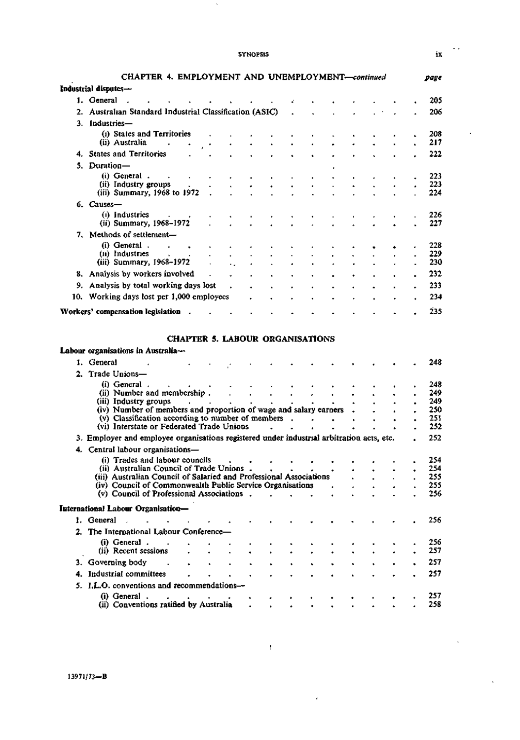## CHAPTER 4. EMPLOYMENT AND UNEMPLOYMENT—*continued*

| | page |
|---|---|
| **Industrial disputes—** | |
| 1. General | 205 |
| 2. Australian Standard Industrial Classification (ASIC) | 206 |
| 3. Industries— | |
| (i) States and Territories | 208 |
| (ii) Australia | 217 |
| 4. States and Territories | 222 |
| 5. Duration— | |
| (i) General | 223 |
| (ii) Industry groups | 223 |
| (iii) Summary, 1968 to 1972 | 224 |
| 6. Causes— | |
| (i) Industries | 226 |
| (ii) Summary, 1968–1972 | 227 |
| 7. Methods of settlement— | |
| (i) General | 228 |
| (ii) Industries | 229 |
| (iii) Summary, 1968–1972 | 230 |
| 8. Analysis by workers involved | 232 |
| 9. Analysis by total working days lost | 233 |
| 10. Working days lost per 1,000 employees | 234 |
| **Workers' compensation legislation** | 235 |

## CHAPTER 5. LABOUR ORGANISATIONS

| | page |
|---|---|
| **Labour organisations in Australia—** | |
| 1. General | 248 |
| 2. Trade Unions— | |
| (i) General | 248 |
| (ii) Number and membership | 249 |
| (iii) Industry groups | 249 |
| (iv) Number of members and proportion of wage and salary earners | 250 |
| (v) Classification according to number of members | 251 |
| (vi) Interstate or Federated Trade Unions | 252 |
| 3. Employer and employee organisations registered under industrial arbitration acts, etc. | 252 |
| 4. Central labour organisations— | |
| (i) Trades and labour councils | 254 |
| (ii) Australian Council of Trade Unions | 254 |
| (iii) Australian Council of Salaried and Professional Associations | 255 |
| (iv) Council of Commonwealth Public Service Organisations | 255 |
| (v) Council of Professional Associations | 256 |
| **International Labour Organisation—** | |
| 1. General | 256 |
| 2. The International Labour Conference— | |
| (i) General | 256 |
| (ii) Recent sessions | 257 |
| 3. Governing body | 257 |
| 4. Industrial committees | 257 |
| 5. I.L.O. conventions and recommendations— | |
| (i) General | 257 |
| (ii) Conventions ratified by Australia | 258 |

13971/73—B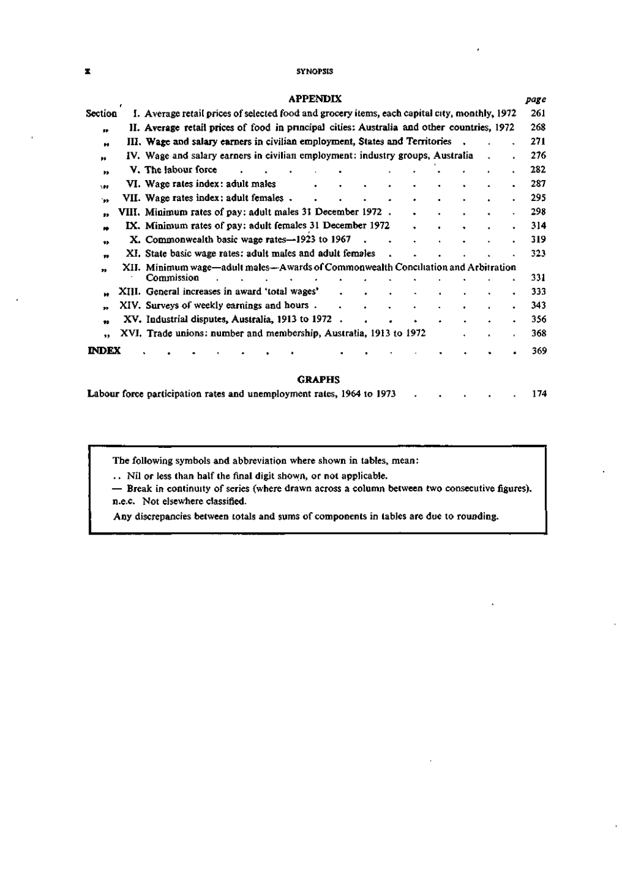## APPENDIX

| | | page |
|---|---|---|
| Section | I. Average retail prices of selected food and grocery items, each capital city, monthly, 1972 | 261 |
| " | II. Average retail prices of food in principal cities: Australia and other countries, 1972 | 268 |
| " | III. Wage and salary earners in civilian employment, States and Territories | 271 |
| " | IV. Wage and salary earners in civilian employment: industry groups, Australia | 276 |
| " | V. The labour force | 282 |
| " | VI. Wage rates index: adult males | 287 |
| " | VII. Wage rates index: adult females | 295 |
| " | VIII. Minimum rates of pay: adult males 31 December 1972 | 298 |
| " | IX. Minimum rates of pay: adult females 31 December 1972 | 314 |
| " | X. Commonwealth basic wage rates—1923 to 1967 | 319 |
| " | XI. State basic wage rates: adult males and adult females | 323 |
| " | XII. Minimum wage—adult males—Awards of Commonwealth Conciliation and Arbitration Commission | 331 |
| " | XIII. General increases in award 'total wages' | 333 |
| " | XIV. Surveys of weekly earnings and hours | 343 |
| " | XV. Industrial disputes, Australia, 1913 to 1972 | 356 |
| " | XVI. Trade unions: number and membership, Australia, 1913 to 1972 | 368 |
| **INDEX** | | 369 |

## GRAPHS

| | |
|---|---|
| Labour force participation rates and unemployment rates, 1964 to 1973 | 174 |

The following symbols and abbreviation where shown in tables, mean:

.. Nil or less than half the final digit shown, or not applicable.

— Break in continuity of series (where drawn across a column between two consecutive figures).

n.e.c. Not elsewhere classified.

Any discrepancies between totals and sums of components in tables are due to rounding.